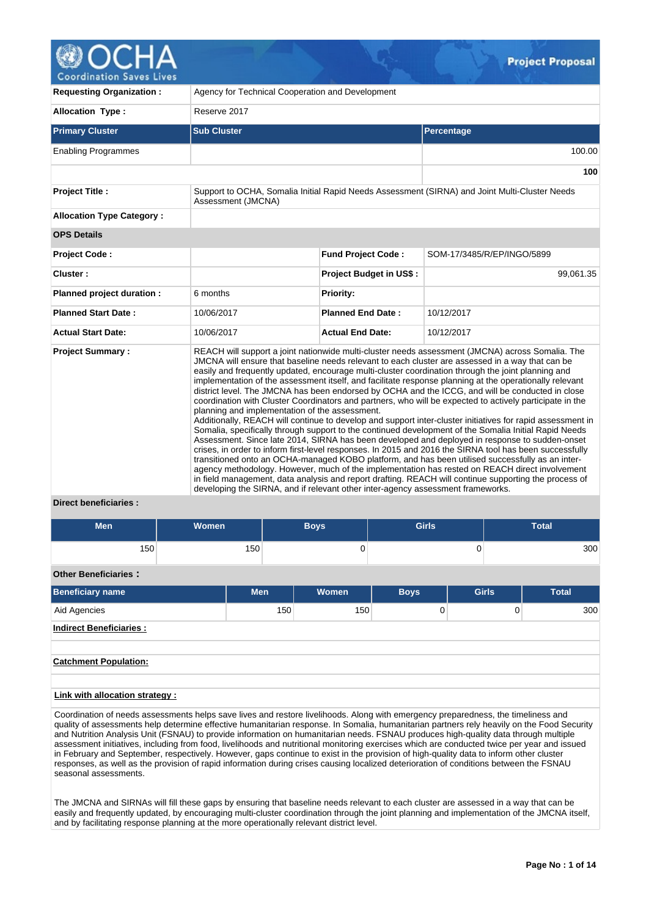**Project Proposal**

| | |
|---|---|
| **Requesting Organization :** | Agency for Technical Cooperation and Development |
| **Allocation Type :** | Reserve 2017 |

| Primary Cluster | Sub Cluster | Percentage |
|---|---|---|
| Enabling Programmes | | 100.00 |
| | | **100** |

| | |
|---|---|
| **Project Title :** | Support to OCHA, Somalia Initial Rapid Needs Assessment (SIRNA) and Joint Multi-Cluster Needs Assessment (JMCNA) |
| **Allocation Type Category :** | |

**OPS Details**

| | | | |
|---|---|---|---|
| **Project Code :** | | **Fund Project Code :** | SOM-17/3485/R/EP/INGO/5899 |
| **Cluster :** | | **Project Budget in US$ :** | 99,061.35 |
| **Planned project duration :** | 6 months | **Priority:** | |
| **Planned Start Date :** | 10/06/2017 | **Planned End Date :** | 10/12/2017 |
| **Actual Start Date:** | 10/06/2017 | **Actual End Date:** | 10/12/2017 |

**Project Summary :**

REACH will support a joint nationwide multi-cluster needs assessment (JMCNA) across Somalia. The JMCNA will ensure that baseline needs relevant to each cluster are assessed in a way that can be easily and frequently updated, encourage multi-cluster coordination through the joint planning and implementation of the assessment itself, and facilitate response planning at the operationally relevant district level. The JMCNA has been endorsed by OCHA and the ICCG, and will be conducted in close coordination with Cluster Coordinators and partners, who will be expected to actively participate in the planning and implementation of the assessment.
Additionally, REACH will continue to develop and support inter-cluster initiatives for rapid assessment in Somalia, specifically through support to the continued development of the Somalia Initial Rapid Needs Assessment. Since late 2014, SIRNA has been developed and deployed in response to sudden-onset crises, in order to inform first-level responses. In 2015 and 2016 the SIRNA tool has been successfully transitioned onto an OCHA-managed KOBO platform, and has been utilised successfully as an inter-agency methodology. However, much of the implementation has rested on REACH direct involvement in field management, data analysis and report drafting. REACH will continue supporting the process of developing the SIRNA, and if relevant other inter-agency assessment frameworks.

**Direct beneficiaries :**

| Men | Women | Boys | Girls | Total |
|---|---|---|---|---|
| 150 | 150 | 0 | 0 | 300 |

**Other Beneficiaries :**

| Beneficiary name | Men | Women | Boys | Girls | Total |
|---|---|---|---|---|---|
| Aid Agencies | 150 | 150 | 0 | 0 | 300 |

**Indirect Beneficiaries :**

**Catchment Population:**

**Link with allocation strategy :**

Coordination of needs assessments helps save lives and restore livelihoods. Along with emergency preparedness, the timeliness and quality of assessments help determine effective humanitarian response. In Somalia, humanitarian partners rely heavily on the Food Security and Nutrition Analysis Unit (FSNAU) to provide information on humanitarian needs. FSNAU produces high-quality data through multiple assessment initiatives, including from food, livelihoods and nutritional monitoring exercises which are conducted twice per year and issued in February and September, respectively. However, gaps continue to exist in the provision of high-quality data to inform other cluster responses, as well as the provision of rapid information during crises causing localized deterioration of conditions between the FSNAU seasonal assessments.

The JMCNA and SIRNAs will fill these gaps by ensuring that baseline needs relevant to each cluster are assessed in a way that can be easily and frequently updated, by encouraging multi-cluster coordination through the joint planning and implementation of the JMCNA itself, and by facilitating response planning at the more operationally relevant district level.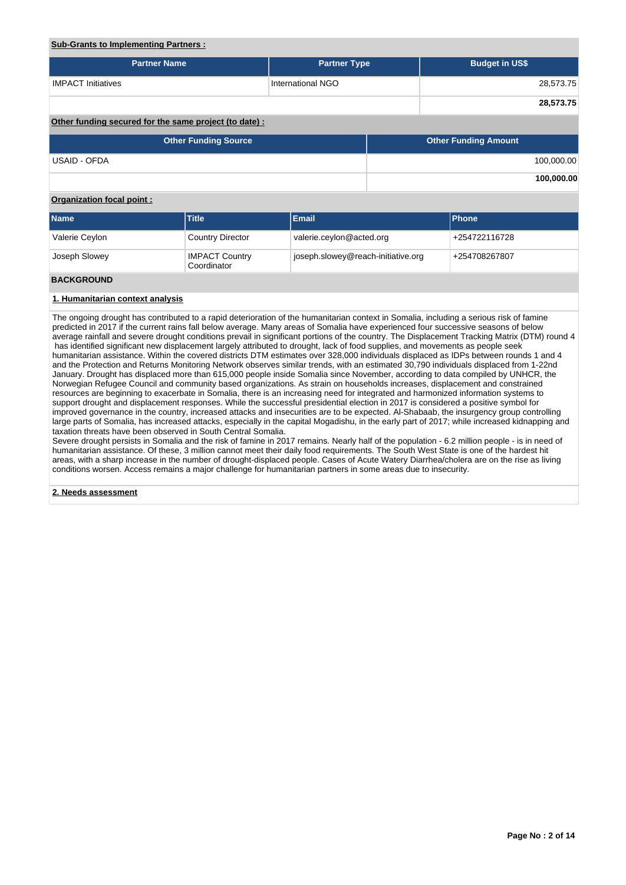**Sub-Grants to Implementing Partners :**

| Partner Name | Partner Type | Budget in US$ |
|---|---|---|
| IMPACT Initiatives | International NGO | 28,573.75 |
| | | **28,573.75** |

**Other funding secured for the same project (to date) :**

| Other Funding Source | Other Funding Amount |
|---|---|
| USAID - OFDA | 100,000.00 |
| | **100,000.00** |

**Organization focal point :**

| Name | Title | Email | Phone |
|---|---|---|---|
| Valerie Ceylon | Country Director | valerie.ceylon@acted.org | +254722116728 |
| Joseph Slowey | IMPACT Country Coordinator | joseph.slowey@reach-initiative.org | +254708267807 |

## BACKGROUND

### 1. Humanitarian context analysis

The ongoing drought has contributed to a rapid deterioration of the humanitarian context in Somalia, including a serious risk of famine predicted in 2017 if the current rains fall below average. Many areas of Somalia have experienced four successive seasons of below average rainfall and severe drought conditions prevail in significant portions of the country. The Displacement Tracking Matrix (DTM) round 4 has identified significant new displacement largely attributed to drought, lack of food supplies, and movements as people seek humanitarian assistance. Within the covered districts DTM estimates over 328,000 individuals displaced as IDPs between rounds 1 and 4 and the Protection and Returns Monitoring Network observes similar trends, with an estimated 30,790 individuals displaced from 1-22nd January. Drought has displaced more than 615,000 people inside Somalia since November, according to data compiled by UNHCR, the Norwegian Refugee Council and community based organizations. As strain on households increases, displacement and constrained resources are beginning to exacerbate in Somalia, there is an increasing need for integrated and harmonized information systems to support drought and displacement responses. While the successful presidential election in 2017 is considered a positive symbol for improved governance in the country, increased attacks and insecurities are to be expected. Al-Shabaab, the insurgency group controlling large parts of Somalia, has increased attacks, especially in the capital Mogadishu, in the early part of 2017; while increased kidnapping and taxation threats have been observed in South Central Somalia.
Severe drought persists in Somalia and the risk of famine in 2017 remains. Nearly half of the population - 6.2 million people - is in need of humanitarian assistance. Of these, 3 million cannot meet their daily food requirements. The South West State is one of the hardest hit areas, with a sharp increase in the number of drought-displaced people. Cases of Acute Watery Diarrhea/cholera are on the rise as living conditions worsen. Access remains a major challenge for humanitarian partners in some areas due to insecurity.

### 2. Needs assessment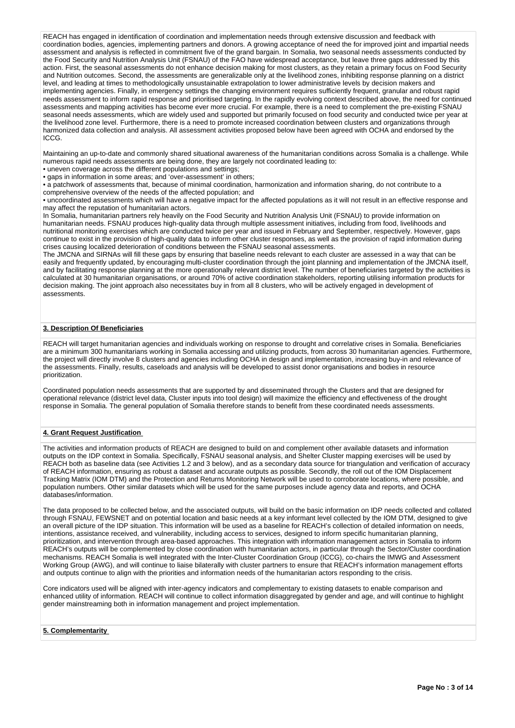REACH has engaged in identification of coordination and implementation needs through extensive discussion and feedback with coordination bodies, agencies, implementing partners and donors. A growing acceptance of need the for improved joint and impartial needs assessment and analysis is reflected in commitment five of the grand bargain. In Somalia, two seasonal needs assessments conducted by the Food Security and Nutrition Analysis Unit (FSNAU) of the FAO have widespread acceptance, but leave three gaps addressed by this action. First, the seasonal assessments do not enhance decision making for most clusters, as they retain a primary focus on Food Security and Nutrition outcomes. Second, the assessments are generalizable only at the livelihood zones, inhibiting response planning on a district level, and leading at times to methodologically unsustainable extrapolation to lower administrative levels by decision makers and implementing agencies. Finally, in emergency settings the changing environment requires sufficiently frequent, granular and robust rapid needs assessment to inform rapid response and prioritised targeting. In the rapidly evolving context described above, the need for continued assessments and mapping activities has become ever more crucial. For example, there is a need to complement the pre-existing FSNAU seasonal needs assessments, which are widely used and supported but primarily focused on food security and conducted twice per year at the livelihood zone level. Furthermore, there is a need to promote increased coordination between clusters and organizations through harmonized data collection and analysis. All assessment activities proposed below have been agreed with OCHA and endorsed by the ICCG.

Maintaining an up-to-date and commonly shared situational awareness of the humanitarian conditions across Somalia is a challenge. While numerous rapid needs assessments are being done, they are largely not coordinated leading to:

- uneven coverage across the different populations and settings;
- gaps in information in some areas; and 'over-assessment' in others;
- a patchwork of assessments that, because of minimal coordination, harmonization and information sharing, do not contribute to a comprehensive overview of the needs of the affected population; and
- uncoordinated assessments which will have a negative impact for the affected populations as it will not result in an effective response and may affect the reputation of humanitarian actors.

In Somalia, humanitarian partners rely heavily on the Food Security and Nutrition Analysis Unit (FSNAU) to provide information on humanitarian needs. FSNAU produces high-quality data through multiple assessment initiatives, including from food, livelihoods and nutritional monitoring exercises which are conducted twice per year and issued in February and September, respectively. However, gaps continue to exist in the provision of high-quality data to inform other cluster responses, as well as the provision of rapid information during crises causing localized deterioration of conditions between the FSNAU seasonal assessments.

The JMCNA and SIRNAs will fill these gaps by ensuring that baseline needs relevant to each cluster are assessed in a way that can be easily and frequently updated, by encouraging multi-cluster coordination through the joint planning and implementation of the JMCNA itself, and by facilitating response planning at the more operationally relevant district level. The number of beneficiaries targeted by the activities is calculated at 30 humanitarian organisations, or around 70% of active coordination stakeholders, reporting utilising information products for decision making. The joint approach also necessitates buy in from all 8 clusters, who will be actively engaged in development of assessments.

## 3. Description Of Beneficiaries

REACH will target humanitarian agencies and individuals working on response to drought and correlative crises in Somalia. Beneficiaries are a minimum 300 humanitarians working in Somalia accessing and utilizing products, from across 30 humanitarian agencies. Furthermore, the project will directly involve 8 clusters and agencies including OCHA in design and implementation, increasing buy-in and relevance of the assessments. Finally, results, caseloads and analysis will be developed to assist donor organisations and bodies in resource prioritization.

Coordinated population needs assessments that are supported by and disseminated through the Clusters and that are designed for operational relevance (district level data, Cluster inputs into tool design) will maximize the efficiency and effectiveness of the drought response in Somalia. The general population of Somalia therefore stands to benefit from these coordinated needs assessments.

## 4. Grant Request Justification

The activities and information products of REACH are designed to build on and complement other available datasets and information outputs on the IDP context in Somalia. Specifically, FSNAU seasonal analysis, and Shelter Cluster mapping exercises will be used by REACH both as baseline data (see Activities 1.2 and 3 below), and as a secondary data source for triangulation and verification of accuracy of REACH information, ensuring as robust a dataset and accurate outputs as possible. Secondly, the roll out of the IOM Displacement Tracking Matrix (IOM DTM) and the Protection and Returns Monitoring Network will be used to corroborate locations, where possible, and population numbers. Other similar datasets which will be used for the same purposes include agency data and reports, and OCHA databases/information.

The data proposed to be collected below, and the associated outputs, will build on the basic information on IDP needs collected and collated through FSNAU, FEWSNET and on potential location and basic needs at a key informant level collected by the IOM DTM, designed to give an overall picture of the IDP situation. This information will be used as a baseline for REACH's collection of detailed information on needs, intentions, assistance received, and vulnerability, including access to services, designed to inform specific humanitarian planning, prioritization, and intervention through area-based approaches. This integration with information management actors in Somalia to inform REACH's outputs will be complemented by close coordination with humanitarian actors, in particular through the Sector/Cluster coordination mechanisms. REACH Somalia is well integrated with the Inter-Cluster Coordination Group (ICCG), co-chairs the IMWG and Assessment Working Group (AWG), and will continue to liaise bilaterally with cluster partners to ensure that REACH's information management efforts and outputs continue to align with the priorities and information needs of the humanitarian actors responding to the crisis.

Core indicators used will be aligned with inter-agency indicators and complementary to existing datasets to enable comparison and enhanced utility of information. REACH will continue to collect information disaggregated by gender and age, and will continue to highlight gender mainstreaming both in information management and project implementation.

## 5. Complementarity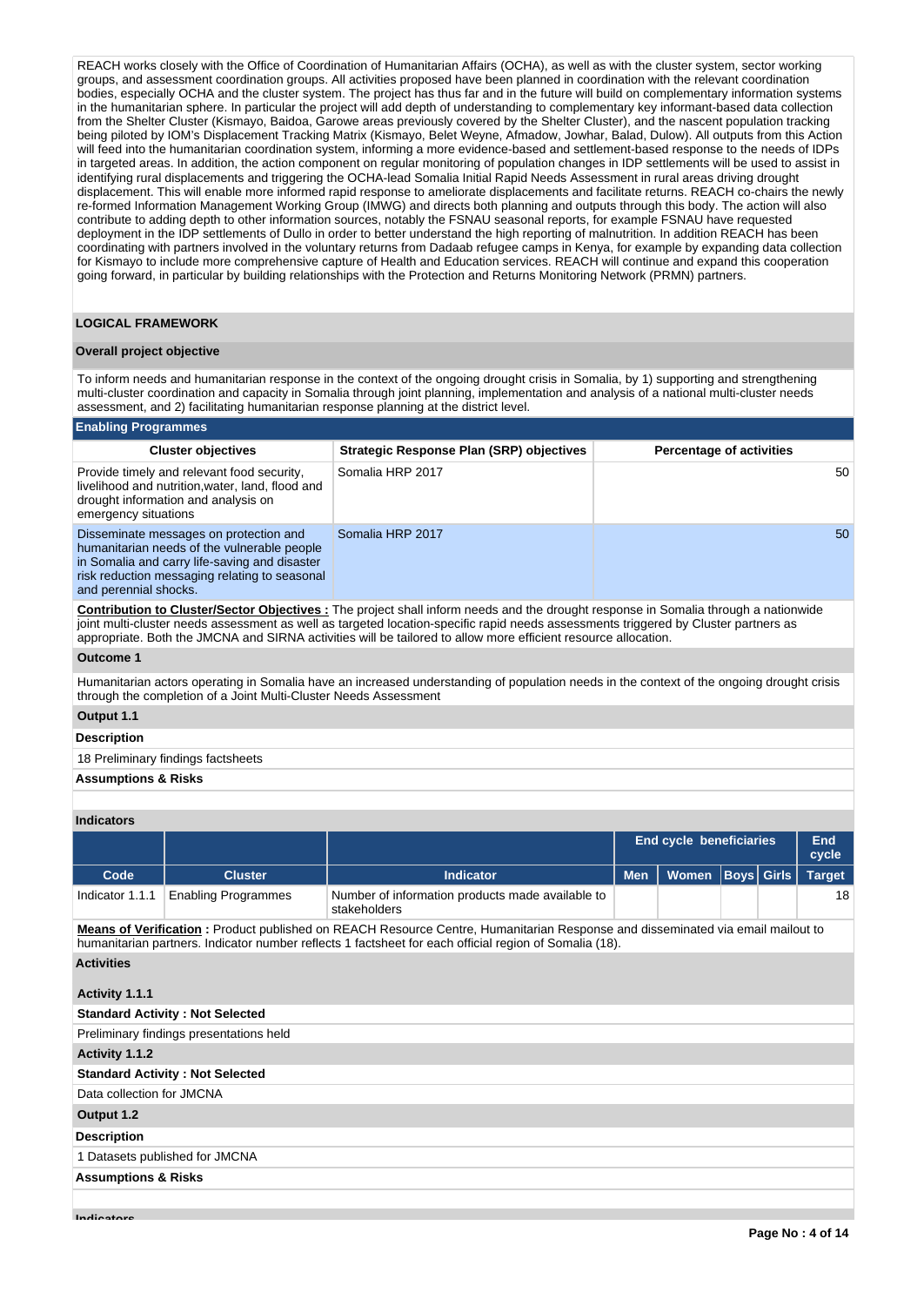REACH works closely with the Office of Coordination of Humanitarian Affairs (OCHA), as well as with the cluster system, sector working groups, and assessment coordination groups. All activities proposed have been planned in coordination with the relevant coordination bodies, especially OCHA and the cluster system. The project has thus far and in the future will build on complementary information systems in the humanitarian sphere. In particular the project will add depth of understanding to complementary key informant-based data collection from the Shelter Cluster (Kismayo, Baidoa, Garowe areas previously covered by the Shelter Cluster), and the nascent population tracking being piloted by IOM's Displacement Tracking Matrix (Kismayo, Belet Weyne, Afmadow, Jowhar, Balad, Dulow). All outputs from this Action will feed into the humanitarian coordination system, informing a more evidence-based and settlement-based response to the needs of IDPs in targeted areas. In addition, the action component on regular monitoring of population changes in IDP settlements will be used to assist in identifying rural displacements and triggering the OCHA-lead Somalia Initial Rapid Needs Assessment in rural areas driving drought displacement. This will enable more informed rapid response to ameliorate displacements and facilitate returns. REACH co-chairs the newly re-formed Information Management Working Group (IMWG) and directs both planning and outputs through this body. The action will also contribute to adding depth to other information sources, notably the FSNAU seasonal reports, for example FSNAU have requested deployment in the IDP settlements of Dullo in order to better understand the high reporting of malnutrition. In addition REACH has been coordinating with partners involved in the voluntary returns from Dadaab refugee camps in Kenya, for example by expanding data collection for Kismayo to include more comprehensive capture of Health and Education services. REACH will continue and expand this cooperation going forward, in particular by building relationships with the Protection and Returns Monitoring Network (PRMN) partners.

## LOGICAL FRAMEWORK

### Overall project objective

To inform needs and humanitarian response in the context of the ongoing drought crisis in Somalia, by 1) supporting and strengthening multi-cluster coordination and capacity in Somalia through joint planning, implementation and analysis of a national multi-cluster needs assessment, and 2) facilitating humanitarian response planning at the district level.

**Enabling Programmes**

| Cluster objectives | Strategic Response Plan (SRP) objectives | Percentage of activities |
|---|---|---|
| Provide timely and relevant food security, livelihood and nutrition,water, land, flood and drought information and analysis on emergency situations | Somalia HRP 2017 | 50 |
| Disseminate messages on protection and humanitarian needs of the vulnerable people in Somalia and carry life-saving and disaster risk reduction messaging relating to seasonal and perennial shocks. | Somalia HRP 2017 | 50 |

**Contribution to Cluster/Sector Objectives :** The project shall inform needs and the drought response in Somalia through a nationwide joint multi-cluster needs assessment as well as targeted location-specific rapid needs assessments triggered by Cluster partners as appropriate. Both the JMCNA and SIRNA activities will be tailored to allow more efficient resource allocation.

**Outcome 1**

Humanitarian actors operating in Somalia have an increased understanding of population needs in the context of the ongoing drought crisis through the completion of a Joint Multi-Cluster Needs Assessment

**Output 1.1**

**Description**

18 Preliminary findings factsheets

**Assumptions & Risks**

**Indicators**

| | | | End cycle beneficiaries | | | | End cycle |
|---|---|---|---|---|---|---|---|
| **Code** | **Cluster** | **Indicator** | **Men** | **Women** | **Boys** | **Girls** | **Target** |
| Indicator 1.1.1 | Enabling Programmes | Number of information products made available to stakeholders | | | | | 18 |

**Means of Verification :** Product published on REACH Resource Centre, Humanitarian Response and disseminated via email mailout to humanitarian partners. Indicator number reflects 1 factsheet for each official region of Somalia (18).

**Activities**

**Activity 1.1.1**

**Standard Activity : Not Selected**

Preliminary findings presentations held

**Activity 1.1.2**

**Standard Activity : Not Selected**

Data collection for JMCNA

**Output 1.2**

**Description**

1 Datasets published for JMCNA

**Assumptions & Risks**

**Indicators**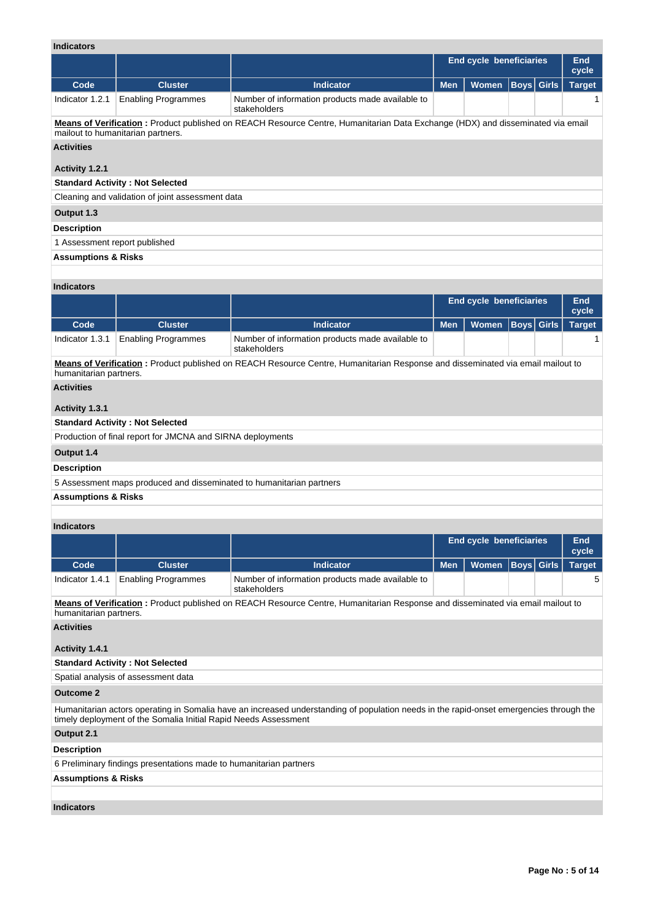**Indicators**

| | | | End cycle beneficiaries | | | | End cycle |
|---|---|---|---|---|---|---|---|
| **Code** | **Cluster** | **Indicator** | **Men** | **Women** | **Boys** | **Girls** | **Target** |
| Indicator 1.2.1 | Enabling Programmes | Number of information products made available to stakeholders | | | | | 1 |

**Means of Verification :** Product published on REACH Resource Centre, Humanitarian Data Exchange (HDX) and disseminated via email mailout to humanitarian partners.

**Activities**

**Activity 1.2.1**

**Standard Activity : Not Selected**

Cleaning and validation of joint assessment data

**Output 1.3**

**Description**

1 Assessment report published

**Assumptions & Risks**

**Indicators**

| | | | End cycle beneficiaries | | | | End cycle |
|---|---|---|---|---|---|---|---|
| **Code** | **Cluster** | **Indicator** | **Men** | **Women** | **Boys** | **Girls** | **Target** |
| Indicator 1.3.1 | Enabling Programmes | Number of information products made available to stakeholders | | | | | 1 |

**Means of Verification :** Product published on REACH Resource Centre, Humanitarian Response and disseminated via email mailout to humanitarian partners.

**Activities**

**Activity 1.3.1**

**Standard Activity : Not Selected**

Production of final report for JMCNA and SIRNA deployments

**Output 1.4**

**Description**

5 Assessment maps produced and disseminated to humanitarian partners

**Assumptions & Risks**

**Indicators**

| | | | End cycle beneficiaries | | | | End cycle |
|---|---|---|---|---|---|---|---|
| **Code** | **Cluster** | **Indicator** | **Men** | **Women** | **Boys** | **Girls** | **Target** |
| Indicator 1.4.1 | Enabling Programmes | Number of information products made available to stakeholders | | | | | 5 |

**Means of Verification :** Product published on REACH Resource Centre, Humanitarian Response and disseminated via email mailout to humanitarian partners.

**Activities**

**Activity 1.4.1**

**Standard Activity : Not Selected**

Spatial analysis of assessment data

**Outcome 2**

Humanitarian actors operating in Somalia have an increased understanding of population needs in the rapid-onset emergencies through the timely deployment of the Somalia Initial Rapid Needs Assessment

**Output 2.1**

**Description**

6 Preliminary findings presentations made to humanitarian partners

**Assumptions & Risks**

**Indicators**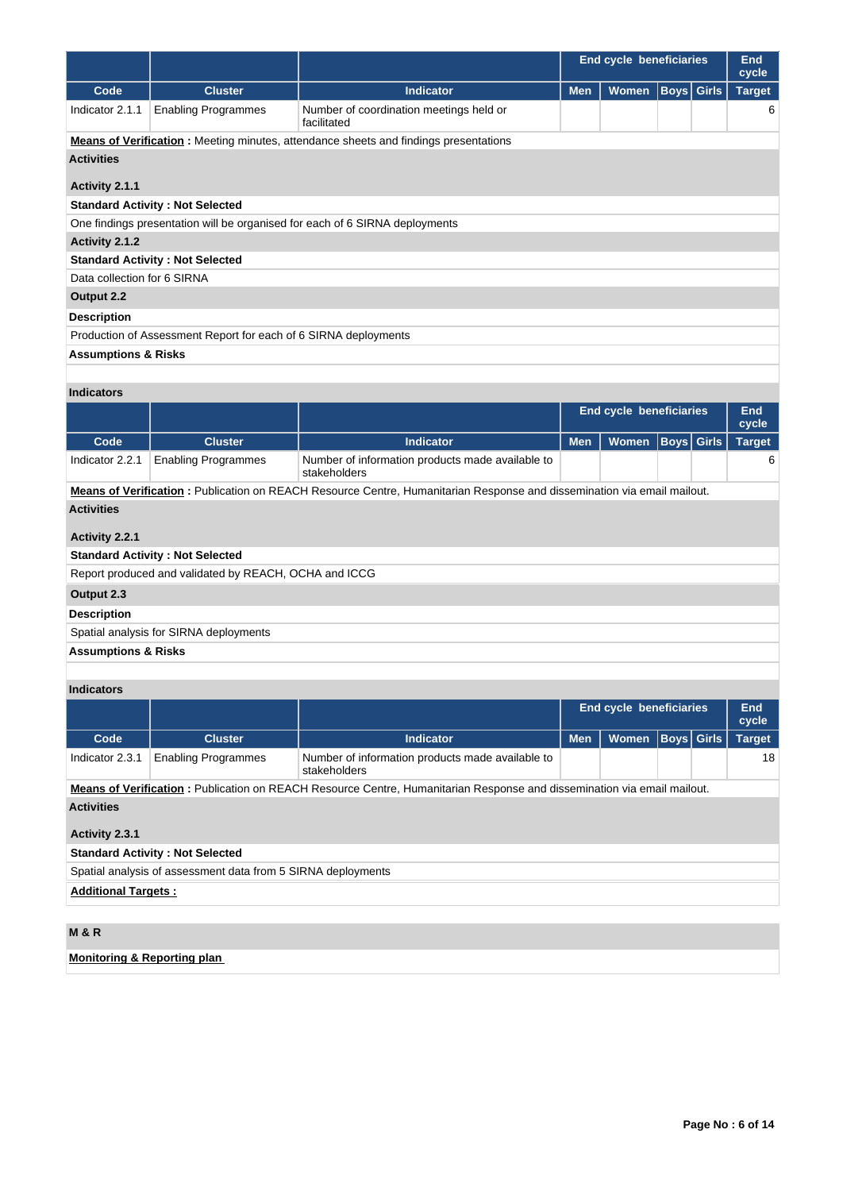| | | | End cycle beneficiaries | | | | End cycle |
|---|---|---|---|---|---|---|---|
| Code | Cluster | Indicator | Men | Women | Boys | Girls | Target |
| Indicator 2.1.1 | Enabling Programmes | Number of coordination meetings held or facilitated | | | | | 6 |

**Means of Verification :** Meeting minutes, attendance sheets and findings presentations

**Activities**

**Activity 2.1.1**

**Standard Activity : Not Selected**

One findings presentation will be organised for each of 6 SIRNA deployments

**Activity 2.1.2**

**Standard Activity : Not Selected**

Data collection for 6 SIRNA

**Output 2.2**

**Description**

Production of Assessment Report for each of 6 SIRNA deployments

**Assumptions & Risks**

**Indicators**

| | | | End cycle beneficiaries | | | | End cycle |
|---|---|---|---|---|---|---|---|
| Code | Cluster | Indicator | Men | Women | Boys | Girls | Target |
| Indicator 2.2.1 | Enabling Programmes | Number of information products made available to stakeholders | | | | | 6 |

**Means of Verification :** Publication on REACH Resource Centre, Humanitarian Response and dissemination via email mailout.

**Activities**

**Activity 2.2.1**

**Standard Activity : Not Selected**

Report produced and validated by REACH, OCHA and ICCG

**Output 2.3**

**Description**

Spatial analysis for SIRNA deployments

**Assumptions & Risks**

**Indicators**

| | | | End cycle beneficiaries | | | | End cycle |
|---|---|---|---|---|---|---|---|
| Code | Cluster | Indicator | Men | Women | Boys | Girls | Target |
| Indicator 2.3.1 | Enabling Programmes | Number of information products made available to stakeholders | | | | | 18 |

**Means of Verification :** Publication on REACH Resource Centre, Humanitarian Response and dissemination via email mailout.

**Activities**

**Activity 2.3.1**

**Standard Activity : Not Selected**

Spatial analysis of assessment data from 5 SIRNA deployments

**Additional Targets :**

**M & R**

**Monitoring & Reporting plan**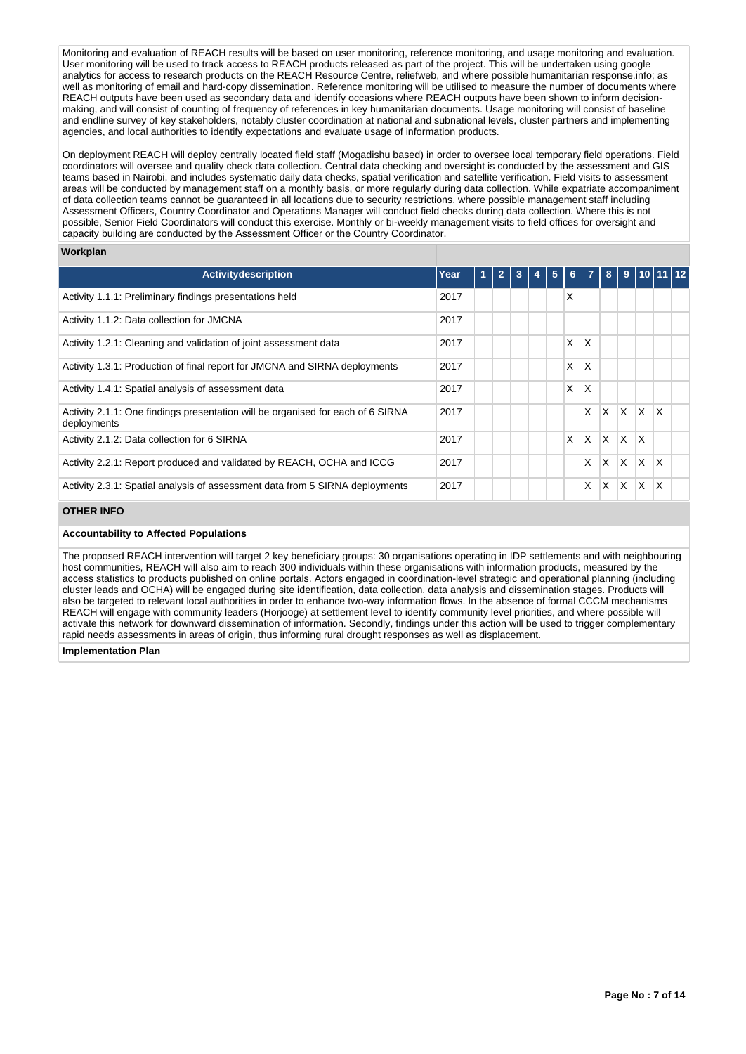Monitoring and evaluation of REACH results will be based on user monitoring, reference monitoring, and usage monitoring and evaluation. User monitoring will be used to track access to REACH products released as part of the project. This will be undertaken using google analytics for access to research products on the REACH Resource Centre, reliefweb, and where possible humanitarian response.info; as well as monitoring of email and hard-copy dissemination. Reference monitoring will be utilised to measure the number of documents where REACH outputs have been used as secondary data and identify occasions where REACH outputs have been shown to inform decision-making, and will consist of counting of frequency of references in key humanitarian documents. Usage monitoring will consist of baseline and endline survey of key stakeholders, notably cluster coordination at national and subnational levels, cluster partners and implementing agencies, and local authorities to identify expectations and evaluate usage of information products.

On deployment REACH will deploy centrally located field staff (Mogadishu based) in order to oversee local temporary field operations. Field coordinators will oversee and quality check data collection. Central data checking and oversight is conducted by the assessment and GIS teams based in Nairobi, and includes systematic daily data checks, spatial verification and satellite verification. Field visits to assessment areas will be conducted by management staff on a monthly basis, or more regularly during data collection. While expatriate accompaniment of data collection teams cannot be guaranteed in all locations due to security restrictions, where possible management staff including Assessment Officers, Country Coordinator and Operations Manager will conduct field checks during data collection. Where this is not possible, Senior Field Coordinators will conduct this exercise. Monthly or bi-weekly management visits to field offices for oversight and capacity building are conducted by the Assessment Officer or the Country Coordinator.

**Workplan**

| Activitydescription | Year | 1 | 2 | 3 | 4 | 5 | 6 | 7 | 8 | 9 | 10 | 11 | 12 |
|---|---|---|---|---|---|---|---|---|---|---|---|---|---|
| Activity 1.1.1: Preliminary findings presentations held | 2017 | | | | | | X | | | | | | |
| Activity 1.1.2: Data collection for JMCNA | 2017 | | | | | | | | | | | | |
| Activity 1.2.1: Cleaning and validation of joint assessment data | 2017 | | | | | | X | X | | | | | |
| Activity 1.3.1: Production of final report for JMCNA and SIRNA deployments | 2017 | | | | | | X | X | | | | | |
| Activity 1.4.1: Spatial analysis of assessment data | 2017 | | | | | | X | X | | | | | |
| Activity 2.1.1: One findings presentation will be organised for each of 6 SIRNA deployments | 2017 | | | | | | | X | X | X | X | X | |
| Activity 2.1.2: Data collection for 6 SIRNA | 2017 | | | | | | X | X | X | X | X | | |
| Activity 2.2.1: Report produced and validated by REACH, OCHA and ICCG | 2017 | | | | | | | X | X | X | X | X | |
| Activity 2.3.1: Spatial analysis of assessment data from 5 SIRNA deployments | 2017 | | | | | | | X | X | X | X | X | |

**OTHER INFO**

**Accountability to Affected Populations**

The proposed REACH intervention will target 2 key beneficiary groups: 30 organisations operating in IDP settlements and with neighbouring host communities, REACH will also aim to reach 300 individuals within these organisations with information products, measured by the access statistics to products published on online portals. Actors engaged in coordination-level strategic and operational planning (including cluster leads and OCHA) will be engaged during site identification, data collection, data analysis and dissemination stages. Products will also be targeted to relevant local authorities in order to enhance two-way information flows. In the absence of formal CCCM mechanisms REACH will engage with community leaders (Horjooge) at settlement level to identify community level priorities, and where possible will activate this network for downward dissemination of information. Secondly, findings under this action will be used to trigger complementary rapid needs assessments in areas of origin, thus informing rural drought responses as well as displacement.

**Implementation Plan**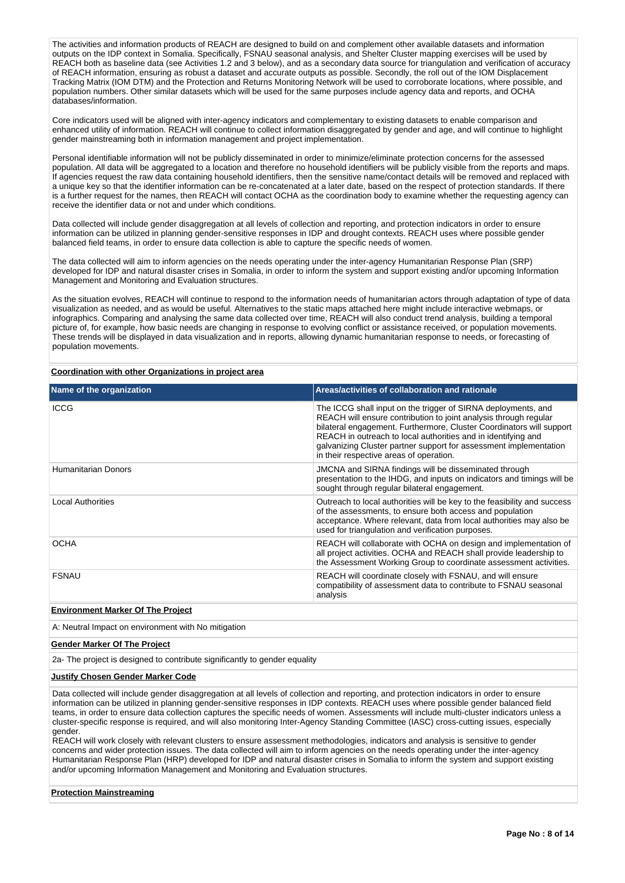The activities and information products of REACH are designed to build on and complement other available datasets and information outputs on the IDP context in Somalia. Specifically, FSNAU seasonal analysis, and Shelter Cluster mapping exercises will be used by REACH both as baseline data (see Activities 1.2 and 3 below), and as a secondary data source for triangulation and verification of accuracy of REACH information, ensuring as robust a dataset and accurate outputs as possible. Secondly, the roll out of the IOM Displacement Tracking Matrix (IOM DTM) and the Protection and Returns Monitoring Network will be used to corroborate locations, where possible, and population numbers. Other similar datasets which will be used for the same purposes include agency data and reports, and OCHA databases/information.

Core indicators used will be aligned with inter-agency indicators and complementary to existing datasets to enable comparison and enhanced utility of information. REACH will continue to collect information disaggregated by gender and age, and will continue to highlight gender mainstreaming both in information management and project implementation.

Personal identifiable information will not be publicly disseminated in order to minimize/eliminate protection concerns for the assessed population. All data will be aggregated to a location and therefore no household identifiers will be publicly visible from the reports and maps. If agencies request the raw data containing household identifiers, then the sensitive name/contact details will be removed and replaced with a unique key so that the identifier information can be re-concatenated at a later date, based on the respect of protection standards. If there is a further request for the names, then REACH will contact OCHA as the coordination body to examine whether the requesting agency can receive the identifier data or not and under which conditions.

Data collected will include gender disaggregation at all levels of collection and reporting, and protection indicators in order to ensure information can be utilized in planning gender-sensitive responses in IDP and drought contexts. REACH uses where possible gender balanced field teams, in order to ensure data collection is able to capture the specific needs of women.

The data collected will aim to inform agencies on the needs operating under the inter-agency Humanitarian Response Plan (SRP) developed for IDP and natural disaster crises in Somalia, in order to inform the system and support existing and/or upcoming Information Management and Monitoring and Evaluation structures.

As the situation evolves, REACH will continue to respond to the information needs of humanitarian actors through adaptation of type of data visualization as needed, and as would be useful. Alternatives to the static maps attached here might include interactive webmaps, or infographics. Comparing and analysing the same data collected over time, REACH will also conduct trend analysis, building a temporal picture of, for example, how basic needs are changing in response to evolving conflict or assistance received, or population movements. These trends will be displayed in data visualization and in reports, allowing dynamic humanitarian response to needs, or forecasting of population movements.

**Coordination with other Organizations in project area**

| Name of the organization | Areas/activities of collaboration and rationale |
|---|---|
| ICCG | The ICCG shall input on the trigger of SIRNA deployments, and REACH will ensure contribution to joint analysis through regular bilateral engagement. Furthermore, Cluster Coordinators will support REACH in outreach to local authorities and in identifying and galvanizing Cluster partner support for assessment implementation in their respective areas of operation. |
| Humanitarian Donors | JMCNA and SIRNA findings will be disseminated through presentation to the IHDG, and inputs on indicators and timings will be sought through regular bilateral engagement. |
| Local Authorities | Outreach to local authorities will be key to the feasibility and success of the assessments, to ensure both access and population acceptance. Where relevant, data from local authorities may also be used for triangulation and verification purposes. |
| OCHA | REACH will collaborate with OCHA on design and implementation of all project activities. OCHA and REACH shall provide leadership to the Assessment Working Group to coordinate assessment activities. |
| FSNAU | REACH will coordinate closely with FSNAU, and will ensure compatibility of assessment data to contribute to FSNAU seasonal analysis |

**Environment Marker Of The Project**

A: Neutral Impact on environment with No mitigation

**Gender Marker Of The Project**

2a- The project is designed to contribute significantly to gender equality

**Justify Chosen Gender Marker Code**

Data collected will include gender disaggregation at all levels of collection and reporting, and protection indicators in order to ensure information can be utilized in planning gender-sensitive responses in IDP contexts. REACH uses where possible gender balanced field teams, in order to ensure data collection captures the specific needs of women. Assessments will include multi-cluster indicators unless a cluster-specific response is required, and will also monitoring Inter-Agency Standing Committee (IASC) cross-cutting issues, especially gender.
REACH will work closely with relevant clusters to ensure assessment methodologies, indicators and analysis is sensitive to gender concerns and wider protection issues. The data collected will aim to inform agencies on the needs operating under the inter-agency Humanitarian Response Plan (HRP) developed for IDP and natural disaster crises in Somalia to inform the system and support existing and/or upcoming Information Management and Monitoring and Evaluation structures.

**Protection Mainstreaming**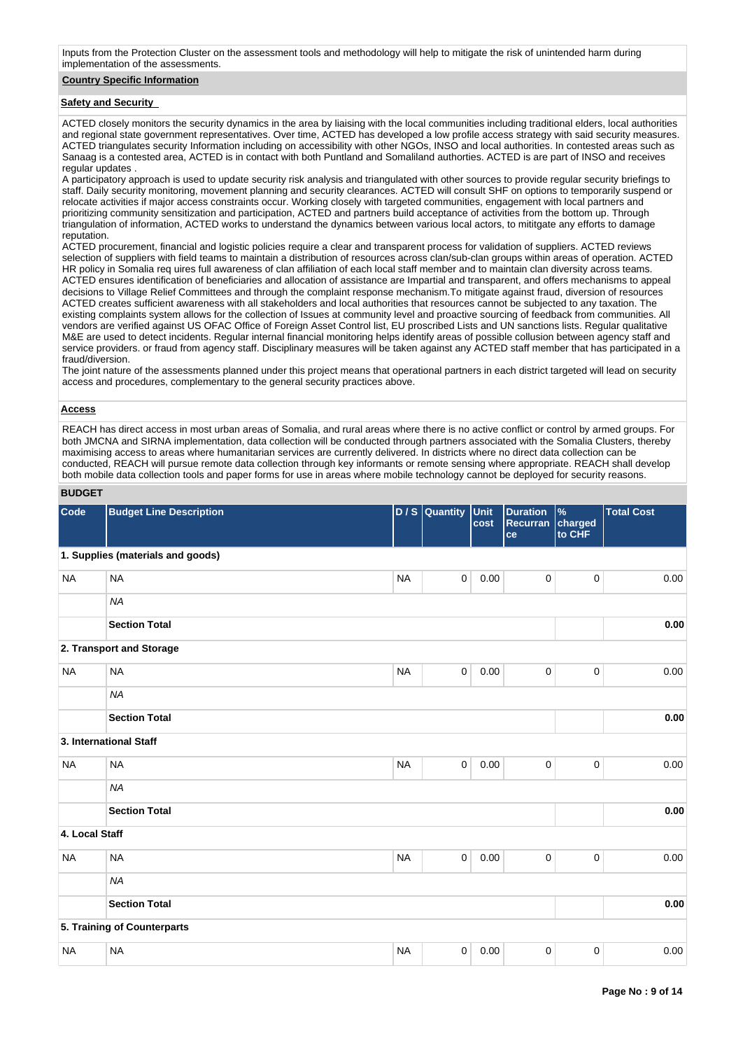Inputs from the Protection Cluster on the assessment tools and methodology will help to mitigate the risk of unintended harm during implementation of the assessments.

**Country Specific Information**

**Safety and Security**

ACTED closely monitors the security dynamics in the area by liaising with the local communities including traditional elders, local authorities and regional state government representatives. Over time, ACTED has developed a low profile access strategy with said security measures. ACTED triangulates security Information including on accessibility with other NGOs, INSO and local authorities. In contested areas such as Sanaag is a contested area, ACTED is in contact with both Puntland and Somaliland authorties. ACTED is are part of INSO and receives regular updates .
A participatory approach is used to update security risk analysis and triangulated with other sources to provide regular security briefings to staff. Daily security monitoring, movement planning and security clearances. ACTED will consult SHF on options to temporarily suspend or relocate activities if major access constraints occur. Working closely with targeted communities, engagement with local partners and prioritizing community sensitization and participation, ACTED and partners build acceptance of activities from the bottom up. Through triangulation of information, ACTED works to understand the dynamics between various local actors, to mititgate any efforts to damage reputation.
ACTED procurement, financial and logistic policies require a clear and transparent process for validation of suppliers. ACTED reviews selection of suppliers with field teams to maintain a distribution of resources across clan/sub-clan groups within areas of operation. ACTED HR policy in Somalia req uires full awareness of clan affiliation of each local staff member and to maintain clan diversity across teams. ACTED ensures identification of beneficiaries and allocation of assistance are Impartial and transparent, and offers mechanisms to appeal decisions to Village Relief Committees and through the complaint response mechanism.To mitigate against fraud, diversion of resources ACTED creates sufficient awareness with all stakeholders and local authorities that resources cannot be subjected to any taxation. The existing complaints system allows for the collection of Issues at community level and proactive sourcing of feedback from communities. All vendors are verified against US OFAC Office of Foreign Asset Control list, EU proscribed Lists and UN sanctions lists. Regular qualitative M&E are used to detect incidents. Regular internal financial monitoring helps identify areas of possible collusion between agency staff and service providers. or fraud from agency staff. Disciplinary measures will be taken against any ACTED staff member that has participated in a fraud/diversion.
The joint nature of the assessments planned under this project means that operational partners in each district targeted will lead on security access and procedures, complementary to the general security practices above.

**Access**

REACH has direct access in most urban areas of Somalia, and rural areas where there is no active conflict or control by armed groups. For both JMCNA and SIRNA implementation, data collection will be conducted through partners associated with the Somalia Clusters, thereby maximising access to areas where humanitarian services are currently delivered. In districts where no direct data collection can be conducted, REACH will pursue remote data collection through key informants or remote sensing where appropriate. REACH shall develop both mobile data collection tools and paper forms for use in areas where mobile technology cannot be deployed for security reasons.

**BUDGET**

| Code | Budget Line Description | D / S | Quantity | Unit cost | Duration Recurrance | % charged to CHF | Total Cost |
|---|---|---|---|---|---|---|---|
| **1. Supplies (materials and goods)** | | | | | | | |
| NA | NA | NA | 0 | 0.00 | 0 | 0 | 0.00 |
| | *NA* | | | | | | |
| | **Section Total** | | | | | | **0.00** |
| **2. Transport and Storage** | | | | | | | |
| NA | NA | NA | 0 | 0.00 | 0 | 0 | 0.00 |
| | *NA* | | | | | | |
| | **Section Total** | | | | | | **0.00** |
| **3. International Staff** | | | | | | | |
| NA | NA | NA | 0 | 0.00 | 0 | 0 | 0.00 |
| | *NA* | | | | | | |
| | **Section Total** | | | | | | **0.00** |
| **4. Local Staff** | | | | | | | |
| NA | NA | NA | 0 | 0.00 | 0 | 0 | 0.00 |
| | *NA* | | | | | | |
| | **Section Total** | | | | | | **0.00** |
| **5. Training of Counterparts** | | | | | | | |
| NA | NA | NA | 0 | 0.00 | 0 | 0 | 0.00 |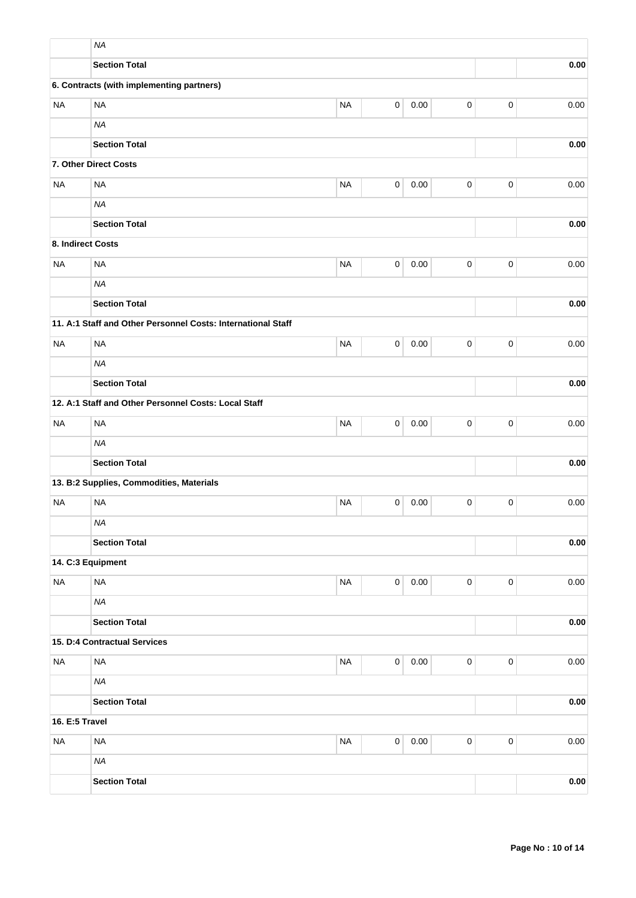|  |  |  |  |  |  |  |  |
|---|---|---|---|---|---|---|---|
|  | *NA* |  |  |  |  |  |  |
|  | **Section Total** |  |  |  |  |  | **0.00** |
| **6. Contracts (with implementing partners)** |  |  |  |  |  |  |  |
| NA | NA | NA | 0 | 0.00 | 0 | 0 | 0.00 |
|  | *NA* |  |  |  |  |  |  |
|  | **Section Total** |  |  |  |  |  | **0.00** |
| **7. Other Direct Costs** |  |  |  |  |  |  |  |
| NA | NA | NA | 0 | 0.00 | 0 | 0 | 0.00 |
|  | *NA* |  |  |  |  |  |  |
|  | **Section Total** |  |  |  |  |  | **0.00** |
| **8. Indirect Costs** |  |  |  |  |  |  |  |
| NA | NA | NA | 0 | 0.00 | 0 | 0 | 0.00 |
|  | *NA* |  |  |  |  |  |  |
|  | **Section Total** |  |  |  |  |  | **0.00** |
| **11. A:1 Staff and Other Personnel Costs: International Staff** |  |  |  |  |  |  |  |
| NA | NA | NA | 0 | 0.00 | 0 | 0 | 0.00 |
|  | *NA* |  |  |  |  |  |  |
|  | **Section Total** |  |  |  |  |  | **0.00** |
| **12. A:1 Staff and Other Personnel Costs: Local Staff** |  |  |  |  |  |  |  |
| NA | NA | NA | 0 | 0.00 | 0 | 0 | 0.00 |
|  | *NA* |  |  |  |  |  |  |
|  | **Section Total** |  |  |  |  |  | **0.00** |
| **13. B:2 Supplies, Commodities, Materials** |  |  |  |  |  |  |  |
| NA | NA | NA | 0 | 0.00 | 0 | 0 | 0.00 |
|  | *NA* |  |  |  |  |  |  |
|  | **Section Total** |  |  |  |  |  | **0.00** |
| **14. C:3 Equipment** |  |  |  |  |  |  |  |
| NA | NA | NA | 0 | 0.00 | 0 | 0 | 0.00 |
|  | *NA* |  |  |  |  |  |  |
|  | **Section Total** |  |  |  |  |  | **0.00** |
| **15. D:4 Contractual Services** |  |  |  |  |  |  |  |
| NA | NA | NA | 0 | 0.00 | 0 | 0 | 0.00 |
|  | *NA* |  |  |  |  |  |  |
|  | **Section Total** |  |  |  |  |  | **0.00** |
| **16. E:5 Travel** |  |  |  |  |  |  |  |
| NA | NA | NA | 0 | 0.00 | 0 | 0 | 0.00 |
|  | *NA* |  |  |  |  |  |  |
|  | **Section Total** |  |  |  |  |  | **0.00** |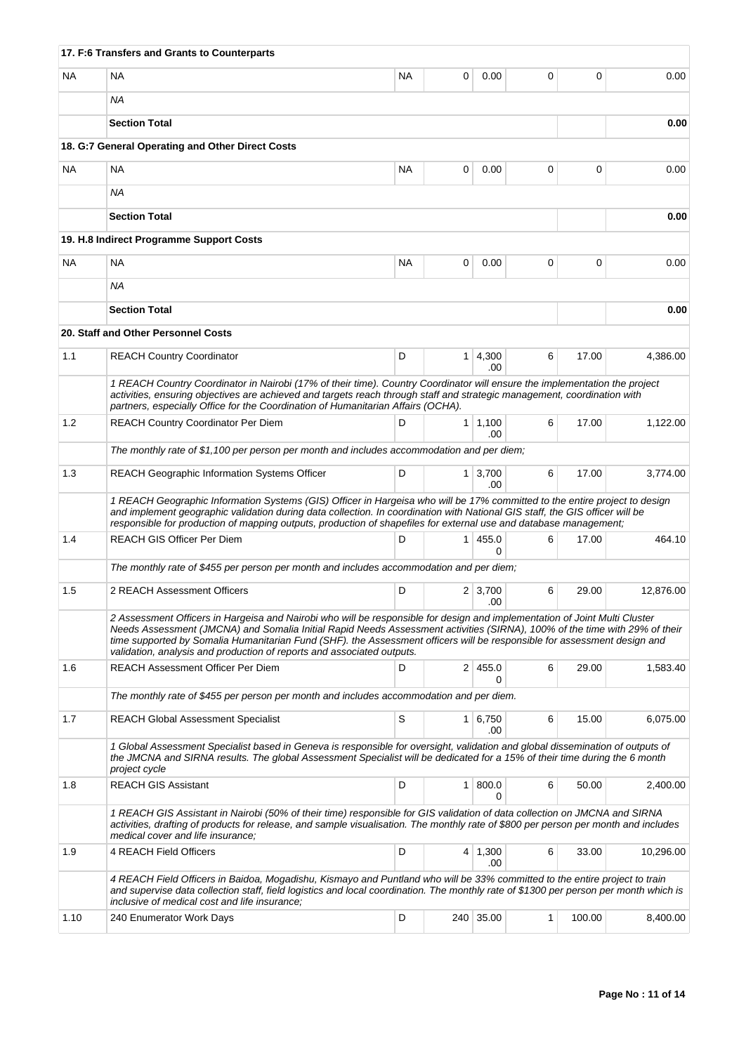| | | | | | | | |
|---|---|---|---|---|---|---|---|
| **17. F:6 Transfers and Grants to Counterparts** | | | | | | | |
| NA | NA | NA | 0 | 0.00 | 0 | 0 | 0.00 |
| | *NA* | | | | | | |
| | **Section Total** | | | | | | **0.00** |
| **18. G:7 General Operating and Other Direct Costs** | | | | | | | |
| NA | NA | NA | 0 | 0.00 | 0 | 0 | 0.00 |
| | *NA* | | | | | | |
| | **Section Total** | | | | | | **0.00** |
| **19. H.8 Indirect Programme Support Costs** | | | | | | | |
| NA | NA | NA | 0 | 0.00 | 0 | 0 | 0.00 |
| | *NA* | | | | | | |
| | **Section Total** | | | | | | **0.00** |
| **20. Staff and Other Personnel Costs** | | | | | | | |
| 1.1 | REACH Country Coordinator | D | 1 | 4,300.00 | 6 | 17.00 | 4,386.00 |
| | *1 REACH Country Coordinator in Nairobi (17% of their time). Country Coordinator will ensure the implementation the project activities, ensuring objectives are achieved and targets reach through staff and strategic management, coordination with partners, especially Office for the Coordination of Humanitarian Affairs (OCHA).* | | | | | | |
| 1.2 | REACH Country Coordinator Per Diem | D | 1 | 1,100.00 | 6 | 17.00 | 1,122.00 |
| | *The monthly rate of $1,100 per person per month and includes accommodation and per diem;* | | | | | | |
| 1.3 | REACH Geographic Information Systems Officer | D | 1 | 3,700.00 | 6 | 17.00 | 3,774.00 |
| | *1 REACH Geographic Information Systems (GIS) Officer in Hargeisa who will be 17% committed to the entire project to design and implement geographic validation during data collection. In coordination with National GIS staff, the GIS officer will be responsible for production of mapping outputs, production of shapefiles for external use and database management;* | | | | | | |
| 1.4 | REACH GIS Officer Per Diem | D | 1 | 455.00 | 6 | 17.00 | 464.10 |
| | *The monthly rate of $455 per person per month and includes accommodation and per diem;* | | | | | | |
| 1.5 | 2 REACH Assessment Officers | D | 2 | 3,700.00 | 6 | 29.00 | 12,876.00 |
| | *2 Assessment Officers in Hargeisa and Nairobi who will be responsible for design and implementation of Joint Multi Cluster Needs Assessment (JMCNA) and Somalia Initial Rapid Needs Assessment (SIRNA), 100% of the time with 29% of their time supported by Somalia Humanitarian Fund (SHF). the Assessment officers will be responsible for assessment design and validation, analysis and production of reports and associated outputs.* | | | | | | |
| 1.6 | REACH Assessment Officer Per Diem | D | 2 | 455.00 | 6 | 29.00 | 1,583.40 |
| | *The monthly rate of $455 per person per month and includes accommodation and per diem.* | | | | | | |
| 1.7 | REACH Global Assessment Specialist | S | 1 | 6,750.00 | 6 | 15.00 | 6,075.00 |
| | *1 Global Assessment Specialist based in Geneva is responsible for oversight, validation and global dissemination of outputs of the JMCNA and SIRNA results. The global Assessment Specialist will be dedicated for a 15% of their time during the 6 month project cycle* | | | | | | |
| 1.8 | REACH GIS Assistant | D | 1 | 800.00 | 6 | 50.00 | 2,400.00 |
| | *1 REACH GIS Assistant in Nairobi (50% of their time) responsible for GIS validation of data collection on JMCNA and SIRNA activities, drafting of products for release, and sample visualisation. The monthly rate of $800 per person per month and includes medical cover and life insurance;* | | | | | | |
| 1.9 | 4 REACH Field Officers | D | 4 | 1,300.00 | 6 | 33.00 | 10,296.00 |
| | *4 REACH Field Officers in Baidoa, Mogadishu, Kismayo and Puntland who will be 33% committed to the entire project to train and supervise data collection staff, field logistics and local coordination. The monthly rate of $1300 per person per month which is inclusive of medical cost and life insurance;* | | | | | | |
| 1.10 | 240 Enumerator Work Days | D | 240 | 35.00 | 1 | 100.00 | 8,400.00 |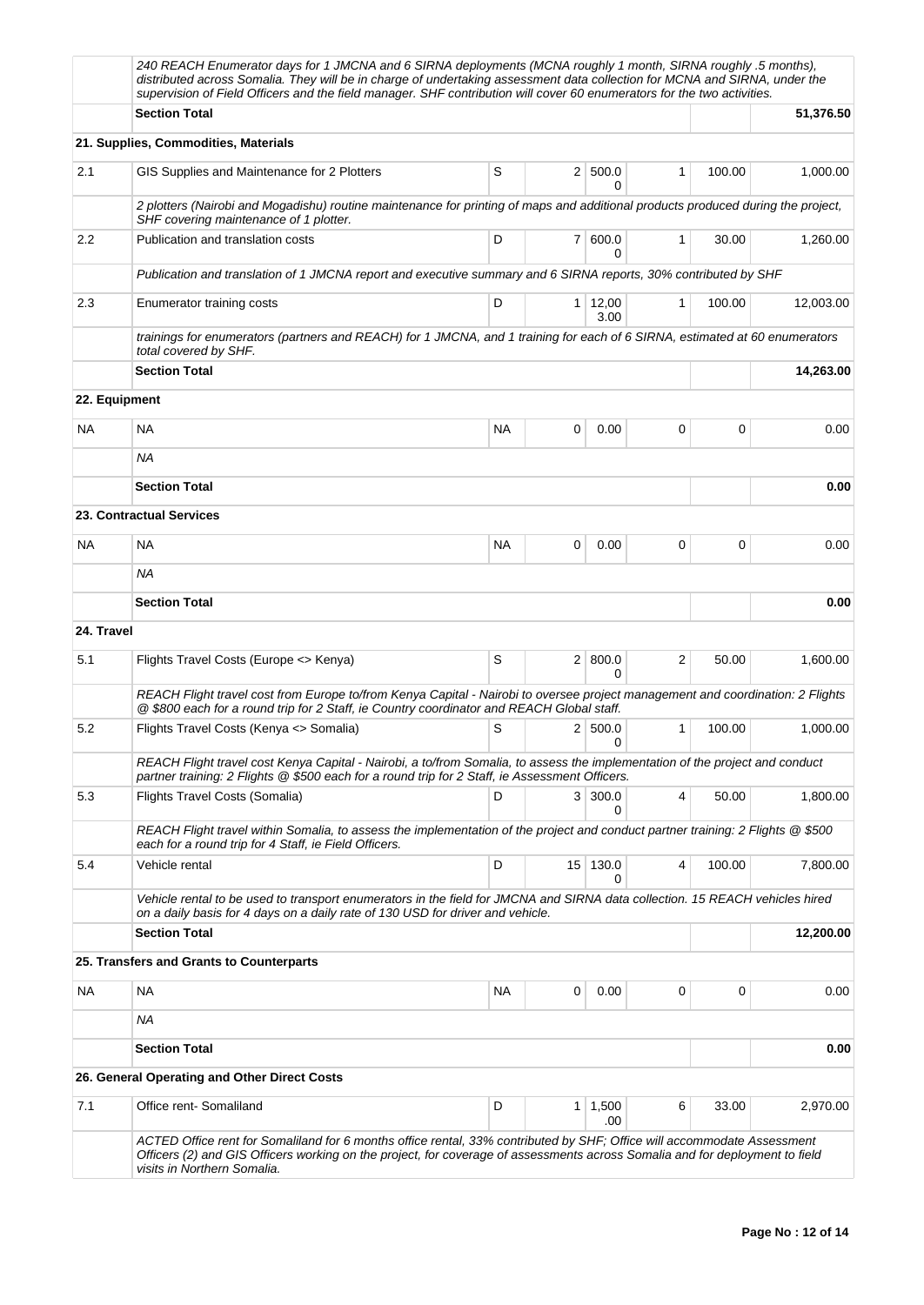| | | | | | | | |
|---|---|---|---|---|---|---|---|
| | *240 REACH Enumerator days for 1 JMCNA and 6 SIRNA deployments (MCNA roughly 1 month, SIRNA roughly .5 months), distributed across Somalia. They will be in charge of undertaking assessment data collection for MCNA and SIRNA, under the supervision of Field Officers and the field manager. SHF contribution will cover 60 enumerators for the two activities.* | | | | | | |
| | **Section Total** | | | | | | **51,376.50** |
| | **21. Supplies, Commodities, Materials** | | | | | | |
| 2.1 | GIS Supplies and Maintenance for 2 Plotters | S | 2 | 500.00 | 1 | 100.00 | 1,000.00 |
| | *2 plotters (Nairobi and Mogadishu) routine maintenance for printing of maps and additional products produced during the project, SHF covering maintenance of 1 plotter.* | | | | | | |
| 2.2 | Publication and translation costs | D | 7 | 600.00 | 1 | 30.00 | 1,260.00 |
| | *Publication and translation of 1 JMCNA report and executive summary and 6 SIRNA reports, 30% contributed by SHF* | | | | | | |
| 2.3 | Enumerator training costs | D | 1 | 12,003.00 | 1 | 100.00 | 12,003.00 |
| | *trainings for enumerators (partners and REACH) for 1 JMCNA, and 1 training for each of 6 SIRNA, estimated at 60 enumerators total covered by SHF.* | | | | | | |
| | **Section Total** | | | | | | **14,263.00** |
| **22. Equipment** | | | | | | | |
| NA | NA | NA | 0 | 0.00 | 0 | 0 | 0.00 |
| | *NA* | | | | | | |
| | **Section Total** | | | | | | **0.00** |
| | **23. Contractual Services** | | | | | | |
| NA | NA | NA | 0 | 0.00 | 0 | 0 | 0.00 |
| | *NA* | | | | | | |
| | **Section Total** | | | | | | **0.00** |
| **24. Travel** | | | | | | | |
| 5.1 | Flights Travel Costs (Europe <> Kenya) | S | 2 | 800.00 | 2 | 50.00 | 1,600.00 |
| | *REACH Flight travel cost from Europe to/from Kenya Capital - Nairobi to oversee project management and coordination: 2 Flights @ $800 each for a round trip for 2 Staff, ie Country coordinator and REACH Global staff.* | | | | | | |
| 5.2 | Flights Travel Costs (Kenya <> Somalia) | S | 2 | 500.00 | 1 | 100.00 | 1,000.00 |
| | *REACH Flight travel cost Kenya Capital - Nairobi, a to/from Somalia, to assess the implementation of the project and conduct partner training: 2 Flights @ $500 each for a round trip for 2 Staff, ie Assessment Officers.* | | | | | | |
| 5.3 | Flights Travel Costs (Somalia) | D | 3 | 300.00 | 4 | 50.00 | 1,800.00 |
| | *REACH Flight travel within Somalia, to assess the implementation of the project and conduct partner training: 2 Flights @ $500 each for a round trip for 4 Staff, ie Field Officers.* | | | | | | |
| 5.4 | Vehicle rental | D | 15 | 130.00 | 4 | 100.00 | 7,800.00 |
| | *Vehicle rental to be used to transport enumerators in the field for JMCNA and SIRNA data collection. 15 REACH vehicles hired on a daily basis for 4 days on a daily rate of 130 USD for driver and vehicle.* | | | | | | |
| | **Section Total** | | | | | | **12,200.00** |
| | **25. Transfers and Grants to Counterparts** | | | | | | |
| NA | NA | NA | 0 | 0.00 | 0 | 0 | 0.00 |
| | *NA* | | | | | | |
| | **Section Total** | | | | | | **0.00** |
| | **26. General Operating and Other Direct Costs** | | | | | | |
| 7.1 | Office rent- Somaliland | D | 1 | 1,500.00 | 6 | 33.00 | 2,970.00 |
| | *ACTED Office rent for Somaliland for 6 months office rental, 33% contributed by SHF; Office will accommodate Assessment Officers (2) and GIS Officers working on the project, for coverage of assessments across Somalia and for deployment to field visits in Northern Somalia.* | | | | | | |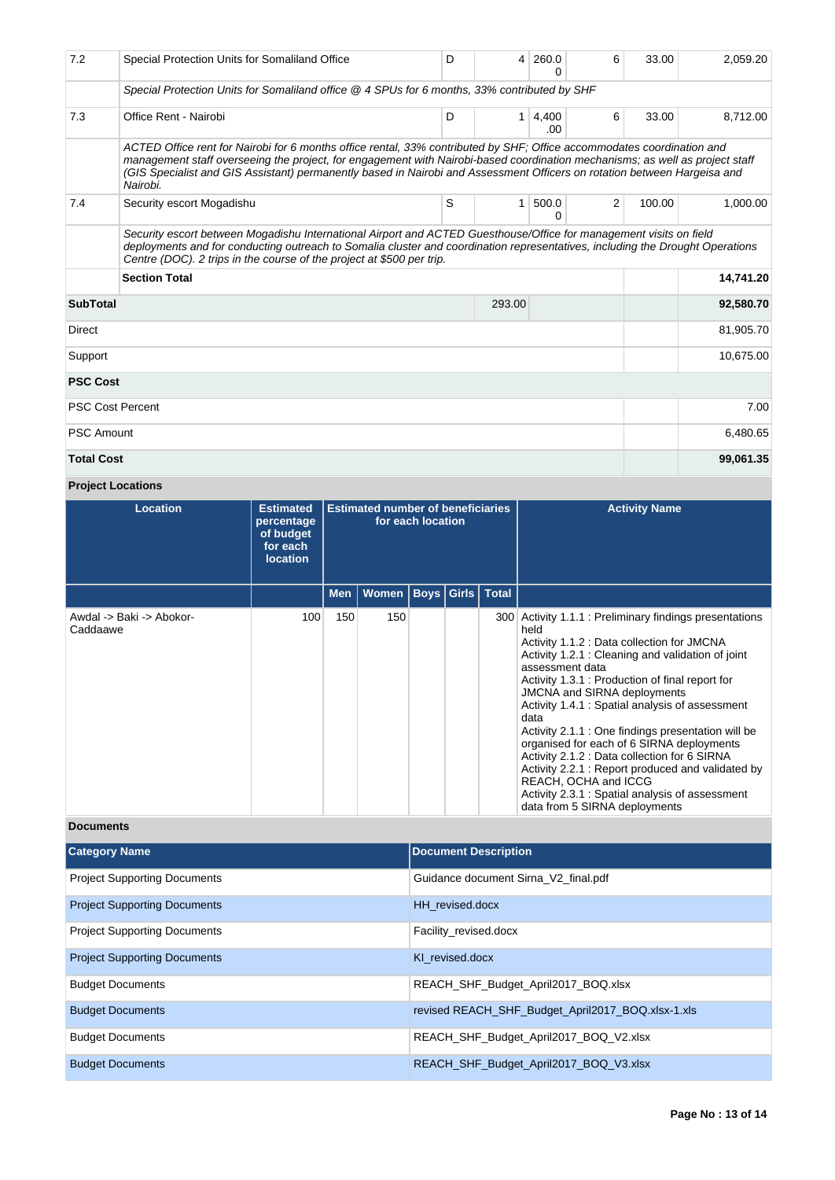| | | | | | | | |
|---|---|---|---|---|---|---|---|
| 7.2 | Special Protection Units for Somaliland Office | D | 4 | 260.00 | 6 | 33.00 | 2,059.20 |
| | *Special Protection Units for Somaliland office @ 4 SPUs for 6 months, 33% contributed by SHF* | | | | | | |
| 7.3 | Office Rent - Nairobi | D | 1 | 4,400.00 | 6 | 33.00 | 8,712.00 |
| | *ACTED Office rent for Nairobi for 6 months office rental, 33% contributed by SHF; Office accommodates coordination and management staff overseeing the project, for engagement with Nairobi-based coordination mechanisms; as well as project staff (GIS Specialist and GIS Assistant) permanently based in Nairobi and Assessment Officers on rotation between Hargeisa and Nairobi.* | | | | | | |
| 7.4 | Security escort Mogadishu | S | 1 | 500.00 | 2 | 100.00 | 1,000.00 |
| | *Security escort between Mogadishu International Airport and ACTED Guesthouse/Office for management visits on field deployments and for conducting outreach to Somalia cluster and coordination representatives, including the Drought Operations Centre (DOC). 2 trips in the course of the project at $500 per trip.* | | | | | | |
| | **Section Total** | | | | | | **14,741.20** |
| **SubTotal** | | | 293.00 | | | | **92,580.70** |
| Direct | | | | | | | 81,905.70 |
| Support | | | | | | | 10,675.00 |
| **PSC Cost** | | | | | | | |
| PSC Cost Percent | | | | | | | 7.00 |
| PSC Amount | | | | | | | 6,480.65 |
| **Total Cost** | | | | | | | **99,061.35** |

**Project Locations**

| Location | Estimated percentage of budget for each location | Estimated number of beneficiaries for each location | | | | | Activity Name |
|---|---|---|---|---|---|---|---|
| | | Men | Women | Boys | Girls | Total | |
| Awdal -> Baki -> Abokor-Caddaawe | 100 | 150 | 150 | | | 300 | Activity 1.1.1 : Preliminary findings presentations held<br>Activity 1.1.2 : Data collection for JMCNA<br>Activity 1.2.1 : Cleaning and validation of joint assessment data<br>Activity 1.3.1 : Production of final report for JMCNA and SIRNA deployments<br>Activity 1.4.1 : Spatial analysis of assessment data<br>Activity 2.1.1 : One findings presentation will be organised for each of 6 SIRNA deployments<br>Activity 2.1.2 : Data collection for 6 SIRNA<br>Activity 2.2.1 : Report produced and validated by REACH, OCHA and ICCG<br>Activity 2.3.1 : Spatial analysis of assessment data from 5 SIRNA deployments |

**Documents**

| Category Name | Document Description |
|---|---|
| Project Supporting Documents | Guidance document Sirna_V2_final.pdf |
| Project Supporting Documents | HH_revised.docx |
| Project Supporting Documents | Facility_revised.docx |
| Project Supporting Documents | KI_revised.docx |
| Budget Documents | REACH_SHF_Budget_April2017_BOQ.xlsx |
| Budget Documents | revised REACH_SHF_Budget_April2017_BOQ.xlsx-1.xls |
| Budget Documents | REACH_SHF_Budget_April2017_BOQ_V2.xlsx |
| Budget Documents | REACH_SHF_Budget_April2017_BOQ_V3.xlsx |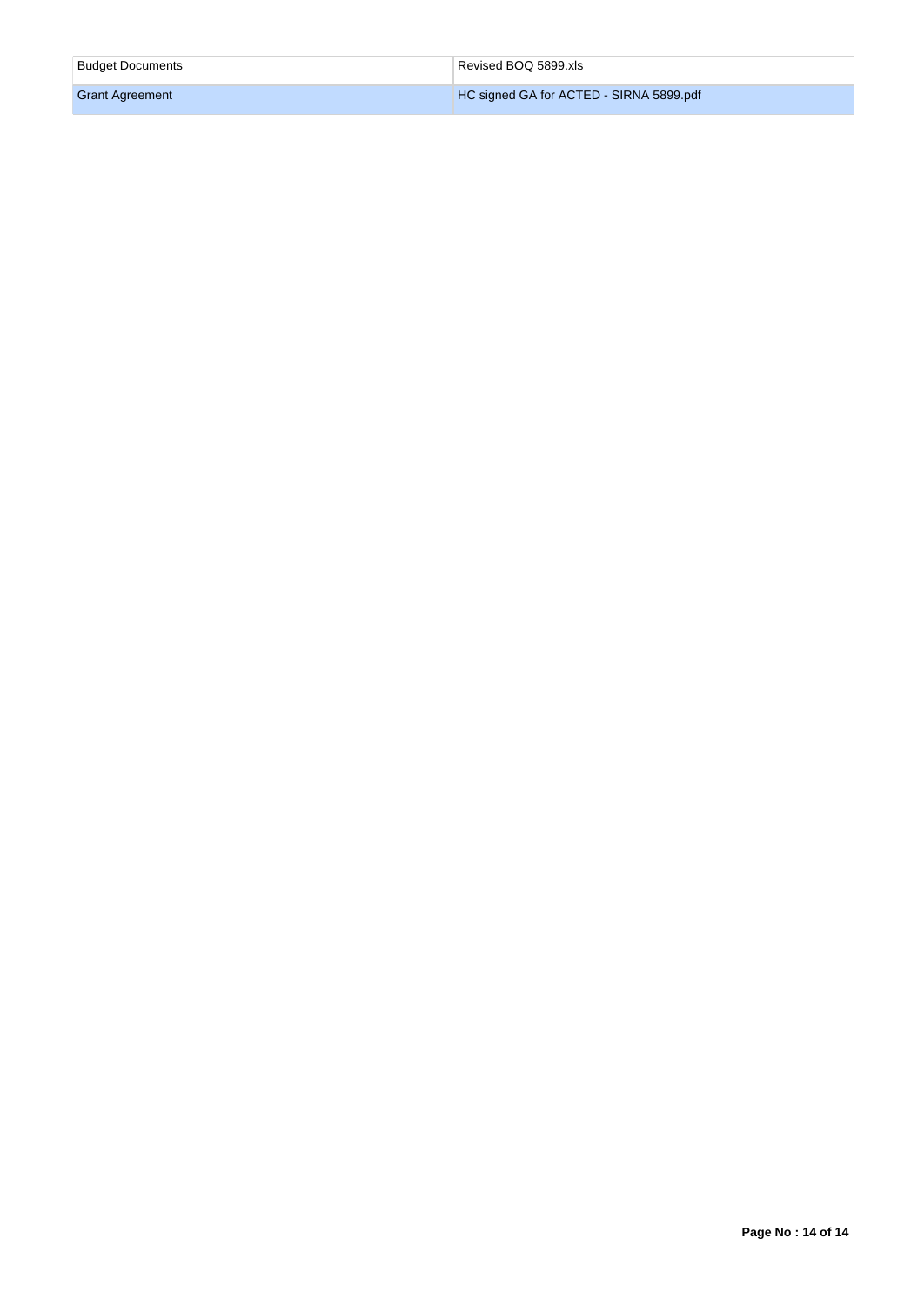| | |
|---|---|
| Budget Documents | Revised BOQ 5899.xls |
| Grant Agreement | HC signed GA for ACTED - SIRNA 5899.pdf |